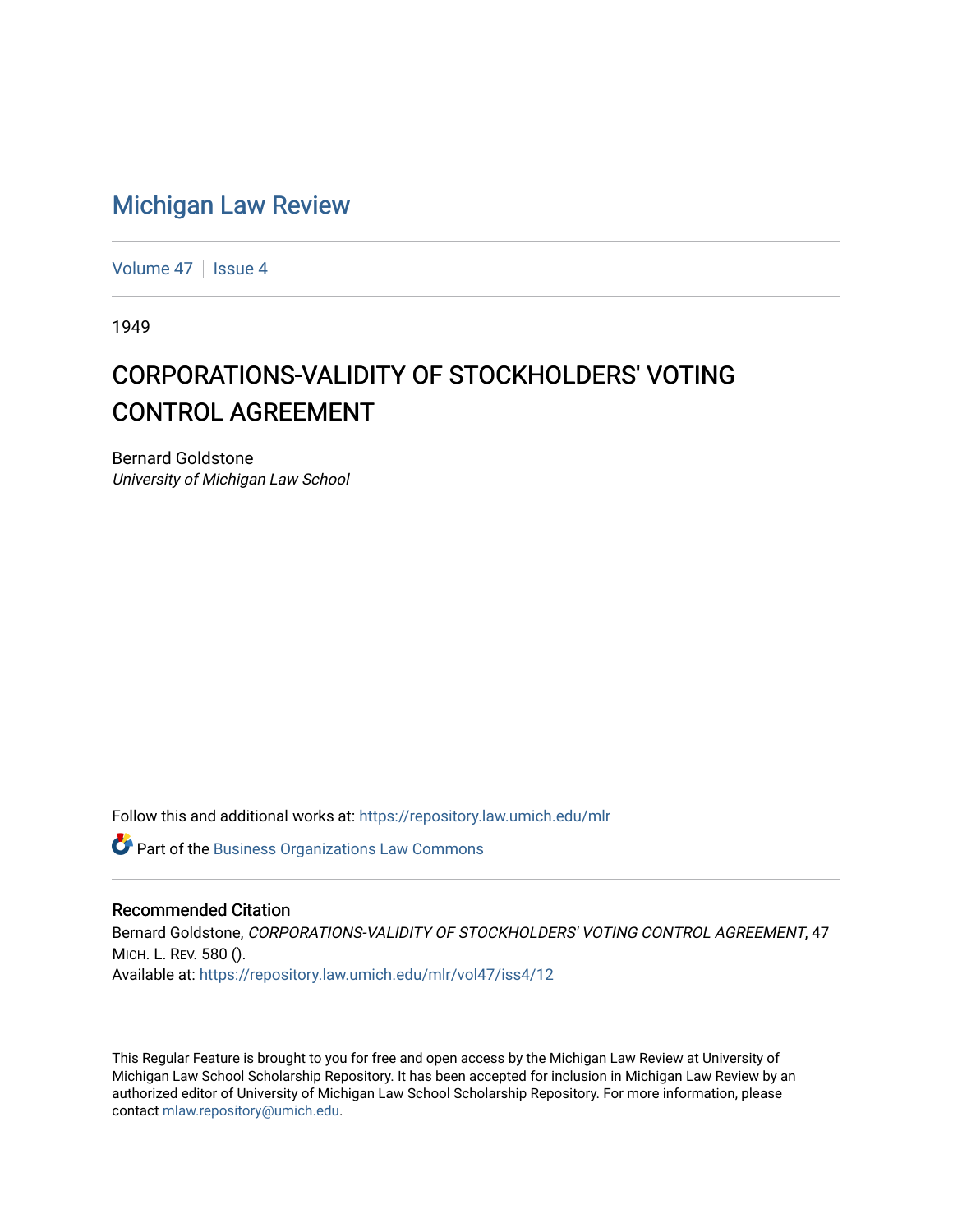# Michigan Law Review

Volume 47 | Issue 4

1949

## CORPORATIONS-VALIDITY OF STOCKHOLDERS' VOTING CONTROL AGREEMENT

Bernard Goldstone
*University of Michigan Law School*

Follow this and additional works at: https://repository.law.umich.edu/mlr

Part of the Business Organizations Law Commons

### Recommended Citation

Bernard Goldstone, *CORPORATIONS-VALIDITY OF STOCKHOLDERS' VOTING CONTROL AGREEMENT*, 47 MICH. L. REV. 580 ().
Available at: https://repository.law.umich.edu/mlr/vol47/iss4/12

This Regular Feature is brought to you for free and open access by the Michigan Law Review at University of Michigan Law School Scholarship Repository. It has been accepted for inclusion in Michigan Law Review by an authorized editor of University of Michigan Law School Scholarship Repository. For more information, please contact mlaw.repository@umich.edu.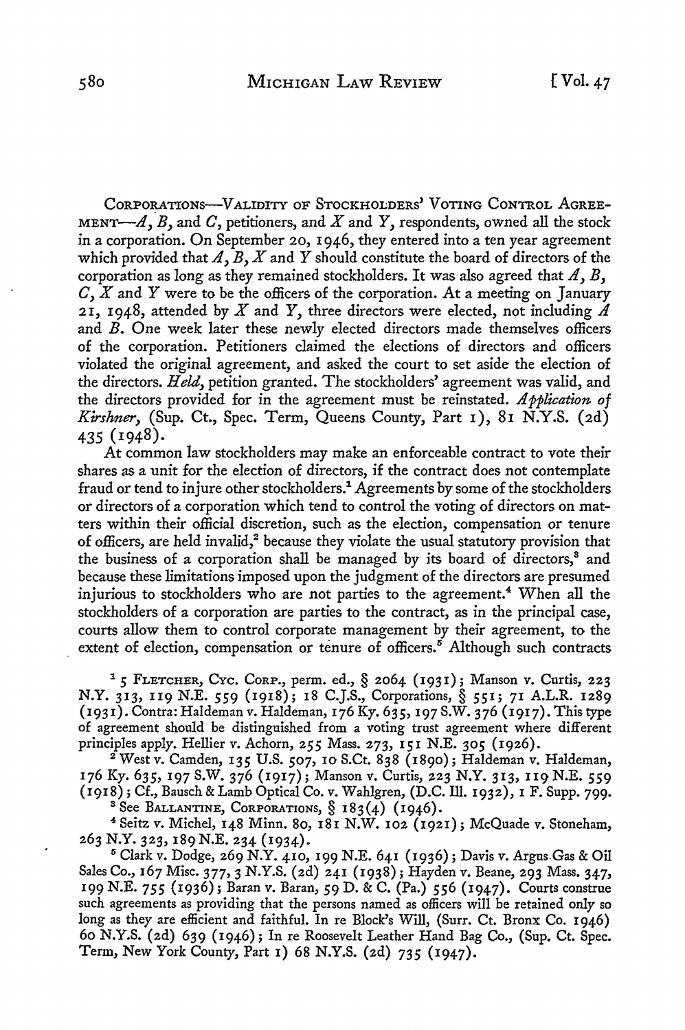CORPORATIONS—VALIDITY OF STOCKHOLDERS' VOTING CONTROL AGREEMENT—*A, B,* and *C,* petitioners, and *X* and *Y,* respondents, owned all the stock in a corporation. On September 20, 1946, they entered into a ten year agreement which provided that *A, B, X* and *Y* should constitute the board of directors of the corporation as long as they remained stockholders. It was also agreed that *A, B, C, X* and *Y* were to be the officers of the corporation. At a meeting on January 21, 1948, attended by *X* and *Y,* three directors were elected, not including *A* and *B.* One week later these newly elected directors made themselves officers of the corporation. Petitioners claimed the elections of directors and officers violated the original agreement, and asked the court to set aside the election of the directors. *Held,* petition granted. The stockholders' agreement was valid, and the directors provided for in the agreement must be reinstated. *Application of Kirshner,* (Sup. Ct., Spec. Term, Queens County, Part 1), 81 N.Y.S. (2d) 435 (1948).

At common law stockholders may make an enforceable contract to vote their shares as a unit for the election of directors, if the contract does not contemplate fraud or tend to injure other stockholders.[1] Agreements by some of the stockholders or directors of a corporation which tend to control the voting of directors on matters within their official discretion, such as the election, compensation or tenure of officers, are held invalid,[2] because they violate the usual statutory provision that the business of a corporation shall be managed by its board of directors,[3] and because these limitations imposed upon the judgment of the directors are presumed injurious to stockholders who are not parties to the agreement.[4] When all the stockholders of a corporation are parties to the contract, as in the principal case, courts allow them to control corporate management by their agreement, to the extent of election, compensation or tenure of officers.[5] Although such contracts

---

[1] 5 FLETCHER, CYC. CORP., perm. ed., § 2064 (1931); Manson v. Curtis, 223 N.Y. 313, 119 N.E. 559 (1918); 18 C.J.S., Corporations, § 551; 71 A.L.R. 1289 (1931). Contra: Haldeman v. Haldeman, 176 Ky. 635, 197 S.W. 376 (1917). This type of agreement should be distinguished from a voting trust agreement where different principles apply. Hellier v. Achorn, 255 Mass. 273, 151 N.E. 305 (1926).

[2] West v. Camden, 135 U.S. 507, 10 S.Ct. 838 (1890); Haldeman v. Haldeman, 176 Ky. 635, 197 S.W. 376 (1917); Manson v. Curtis, 223 N.Y. 313, 119 N.E. 559 (1918); Cf., Bausch & Lamb Optical Co. v. Wahlgren, (D.C. Ill. 1932), 1 F. Supp. 799.

[3] See BALLANTINE, CORPORATIONS, § 183(4) (1946).

[4] Seitz v. Michel, 148 Minn. 80, 181 N.W. 102 (1921); McQuade v. Stoneham, 263 N.Y. 323, 189 N.E. 234 (1934).

[5] Clark v. Dodge, 269 N.Y. 410, 199 N.E. 641 (1936); Davis v. Argus Gas & Oil Sales Co., 167 Misc. 377, 3 N.Y.S. (2d) 241 (1938); Hayden v. Beane, 293 Mass. 347, 199 N.E. 755 (1936); Baran v. Baran, 59 D. & C. (Pa.) 556 (1947). Courts construe such agreements as providing that the persons named as officers will be retained only so long as they are efficient and faithful. In re Block's Will, (Surr. Ct. Bronx Co. 1946) 60 N.Y.S. (2d) 639 (1946); In re Roosevelt Leather Hand Bag Co., (Sup. Ct. Spec. Term, New York County, Part 1) 68 N.Y.S. (2d) 735 (1947).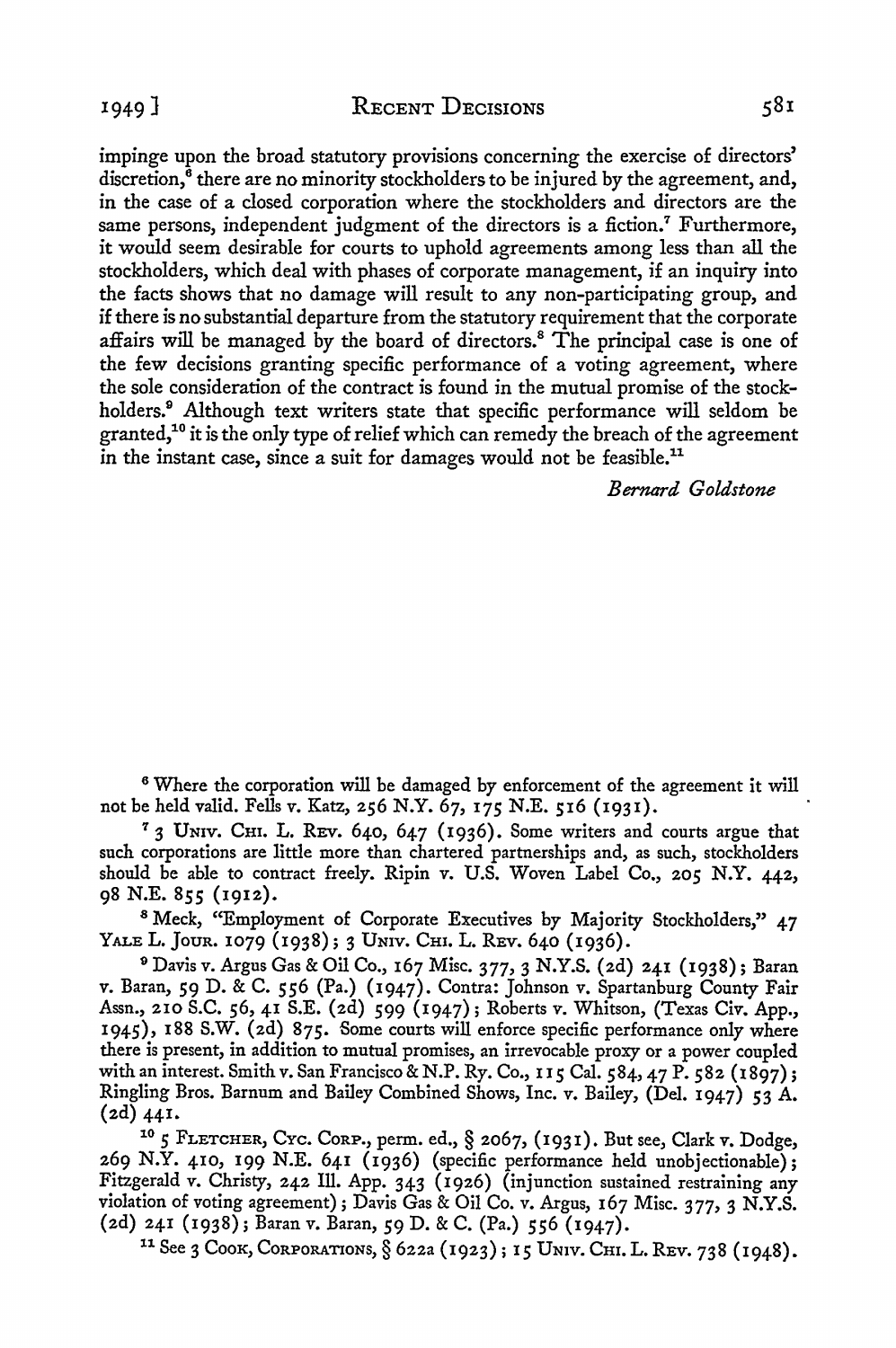impinge upon the broad statutory provisions concerning the exercise of directors' discretion,[6] there are no minority stockholders to be injured by the agreement, and, in the case of a closed corporation where the stockholders and directors are the same persons, independent judgment of the directors is a fiction.[7] Furthermore, it would seem desirable for courts to uphold agreements among less than all the stockholders, which deal with phases of corporate management, if an inquiry into the facts shows that no damage will result to any non-participating group, and if there is no substantial departure from the statutory requirement that the corporate affairs will be managed by the board of directors.[8] The principal case is one of the few decisions granting specific performance of a voting agreement, where the sole consideration of the contract is found in the mutual promise of the stockholders.[9] Although text writers state that specific performance will seldom be granted,[10] it is the only type of relief which can remedy the breach of the agreement in the instant case, since a suit for damages would not be feasible.[11]

*Bernard Goldstone*

---

[6] Where the corporation will be damaged by enforcement of the agreement it will not be held valid. Fells v. Katz, 256 N.Y. 67, 175 N.E. 516 (1931).

[7] 3 UNIV. CHI. L. REV. 640, 647 (1936). Some writers and courts argue that such corporations are little more than chartered partnerships and, as such, stockholders should be able to contract freely. Ripin v. U.S. Woven Label Co., 205 N.Y. 442, 98 N.E. 855 (1912).

[8] Meck, "Employment of Corporate Executives by Majority Stockholders," 47 YALE L. JOUR. 1079 (1938); 3 UNIV. CHI. L. REV. 640 (1936).

[9] Davis v. Argus Gas & Oil Co., 167 Misc. 377, 3 N.Y.S. (2d) 241 (1938); Baran v. Baran, 59 D. & C. 556 (Pa.) (1947). Contra: Johnson v. Spartanburg County Fair Assn., 210 S.C. 56, 41 S.E. (2d) 599 (1947); Roberts v. Whitson, (Texas Civ. App., 1945), 188 S.W. (2d) 875. Some courts will enforce specific performance only where there is present, in addition to mutual promises, an irrevocable proxy or a power coupled with an interest. Smith v. San Francisco & N.P. Ry. Co., 115 Cal. 584, 47 P. 582 (1897); Ringling Bros. Barnum and Bailey Combined Shows, Inc. v. Bailey, (Del. 1947) 53 A. (2d) 441.

[10] 5 FLETCHER, CYC. CORP., perm. ed., § 2067, (1931). But see, Clark v. Dodge, 269 N.Y. 410, 199 N.E. 641 (1936) (specific performance held unobjectionable); Fitzgerald v. Christy, 242 Ill. App. 343 (1926) (injunction sustained restraining any violation of voting agreement); Davis Gas & Oil Co. v. Argus, 167 Misc. 377, 3 N.Y.S. (2d) 241 (1938); Baran v. Baran, 59 D. & C. (Pa.) 556 (1947).

[11] See 3 COOK, CORPORATIONS, § 622a (1923); 15 UNIV. CHI. L. REV. 738 (1948).